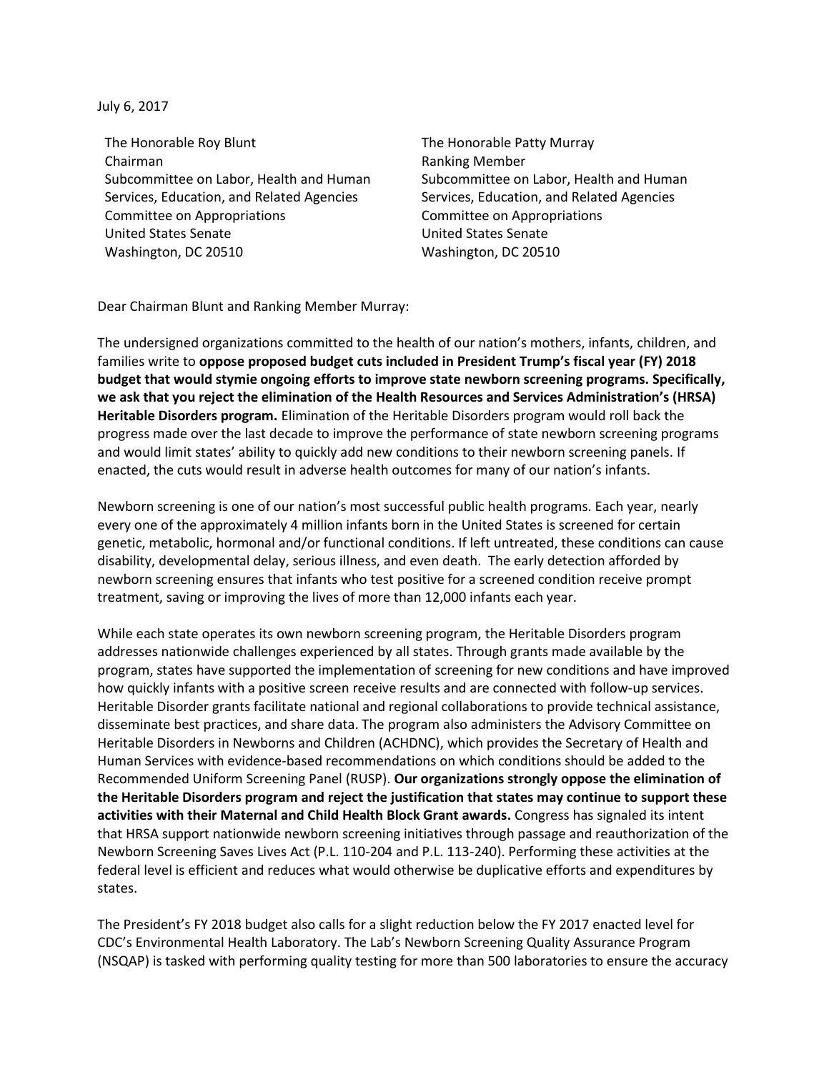July 6, 2017

The Honorable Roy Blunt
Chairman
Subcommittee on Labor, Health and Human Services, Education, and Related Agencies
Committee on Appropriations
United States Senate
Washington, DC 20510

The Honorable Patty Murray
Ranking Member
Subcommittee on Labor, Health and Human Services, Education, and Related Agencies
Committee on Appropriations
United States Senate
Washington, DC 20510

Dear Chairman Blunt and Ranking Member Murray:

The undersigned organizations committed to the health of our nation's mothers, infants, children, and families write to **oppose proposed budget cuts included in President Trump's fiscal year (FY) 2018 budget that would stymie ongoing efforts to improve state newborn screening programs. Specifically, we ask that you reject the elimination of the Health Resources and Services Administration's (HRSA) Heritable Disorders program.** Elimination of the Heritable Disorders program would roll back the progress made over the last decade to improve the performance of state newborn screening programs and would limit states' ability to quickly add new conditions to their newborn screening panels. If enacted, the cuts would result in adverse health outcomes for many of our nation's infants.

Newborn screening is one of our nation's most successful public health programs. Each year, nearly every one of the approximately 4 million infants born in the United States is screened for certain genetic, metabolic, hormonal and/or functional conditions. If left untreated, these conditions can cause disability, developmental delay, serious illness, and even death. The early detection afforded by newborn screening ensures that infants who test positive for a screened condition receive prompt treatment, saving or improving the lives of more than 12,000 infants each year.

While each state operates its own newborn screening program, the Heritable Disorders program addresses nationwide challenges experienced by all states. Through grants made available by the program, states have supported the implementation of screening for new conditions and have improved how quickly infants with a positive screen receive results and are connected with follow-up services. Heritable Disorder grants facilitate national and regional collaborations to provide technical assistance, disseminate best practices, and share data. The program also administers the Advisory Committee on Heritable Disorders in Newborns and Children (ACHDNC), which provides the Secretary of Health and Human Services with evidence-based recommendations on which conditions should be added to the Recommended Uniform Screening Panel (RUSP). **Our organizations strongly oppose the elimination of the Heritable Disorders program and reject the justification that states may continue to support these activities with their Maternal and Child Health Block Grant awards.** Congress has signaled its intent that HRSA support nationwide newborn screening initiatives through passage and reauthorization of the Newborn Screening Saves Lives Act (P.L. 110-204 and P.L. 113-240). Performing these activities at the federal level is efficient and reduces what would otherwise be duplicative efforts and expenditures by states.

The President's FY 2018 budget also calls for a slight reduction below the FY 2017 enacted level for CDC's Environmental Health Laboratory. The Lab's Newborn Screening Quality Assurance Program (NSQAP) is tasked with performing quality testing for more than 500 laboratories to ensure the accuracy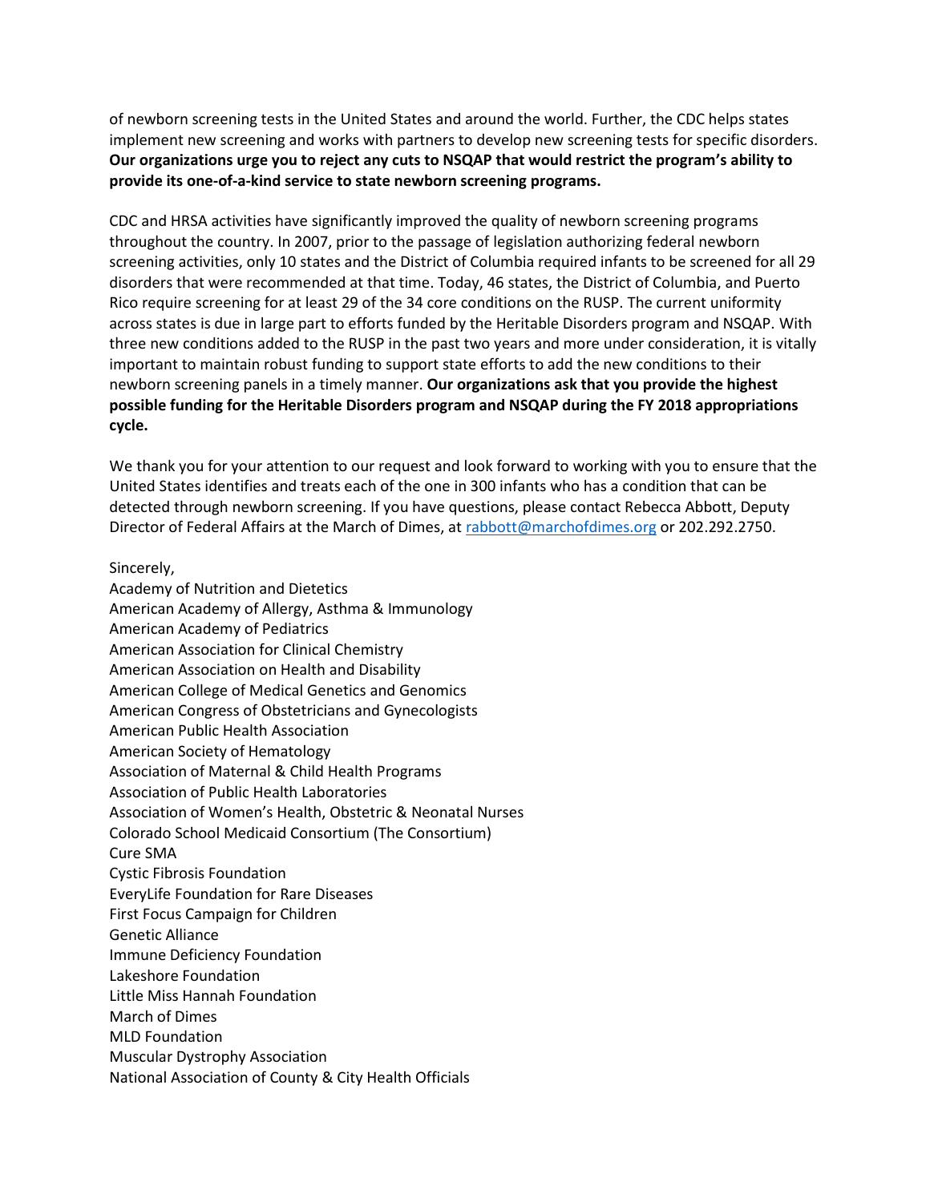of newborn screening tests in the United States and around the world. Further, the CDC helps states implement new screening and works with partners to develop new screening tests for specific disorders. **Our organizations urge you to reject any cuts to NSQAP that would restrict the program's ability to provide its one-of-a-kind service to state newborn screening programs.**

CDC and HRSA activities have significantly improved the quality of newborn screening programs throughout the country. In 2007, prior to the passage of legislation authorizing federal newborn screening activities, only 10 states and the District of Columbia required infants to be screened for all 29 disorders that were recommended at that time. Today, 46 states, the District of Columbia, and Puerto Rico require screening for at least 29 of the 34 core conditions on the RUSP. The current uniformity across states is due in large part to efforts funded by the Heritable Disorders program and NSQAP. With three new conditions added to the RUSP in the past two years and more under consideration, it is vitally important to maintain robust funding to support state efforts to add the new conditions to their newborn screening panels in a timely manner. **Our organizations ask that you provide the highest possible funding for the Heritable Disorders program and NSQAP during the FY 2018 appropriations cycle.**

We thank you for your attention to our request and look forward to working with you to ensure that the United States identifies and treats each of the one in 300 infants who has a condition that can be detected through newborn screening. If you have questions, please contact Rebecca Abbott, Deputy Director of Federal Affairs at the March of Dimes, at rabbott@marchofdimes.org or 202.292.2750.

Sincerely,
Academy of Nutrition and Dietetics
American Academy of Allergy, Asthma & Immunology
American Academy of Pediatrics
American Association for Clinical Chemistry
American Association on Health and Disability
American College of Medical Genetics and Genomics
American Congress of Obstetricians and Gynecologists
American Public Health Association
American Society of Hematology
Association of Maternal & Child Health Programs
Association of Public Health Laboratories
Association of Women's Health, Obstetric & Neonatal Nurses
Colorado School Medicaid Consortium (The Consortium)
Cure SMA
Cystic Fibrosis Foundation
EveryLife Foundation for Rare Diseases
First Focus Campaign for Children
Genetic Alliance
Immune Deficiency Foundation
Lakeshore Foundation
Little Miss Hannah Foundation
March of Dimes
MLD Foundation
Muscular Dystrophy Association
National Association of County & City Health Officials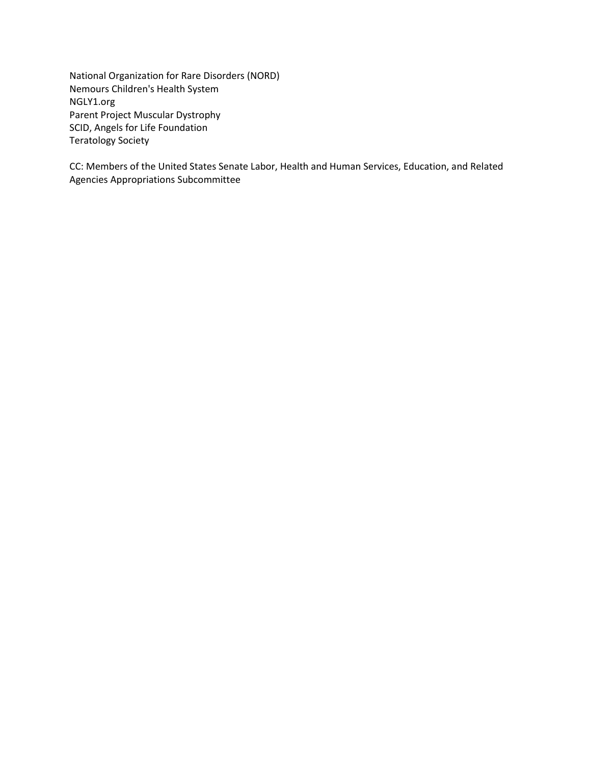National Organization for Rare Disorders (NORD)
Nemours Children's Health System
NGLY1.org
Parent Project Muscular Dystrophy
SCID, Angels for Life Foundation
Teratology Society

CC: Members of the United States Senate Labor, Health and Human Services, Education, and Related Agencies Appropriations Subcommittee